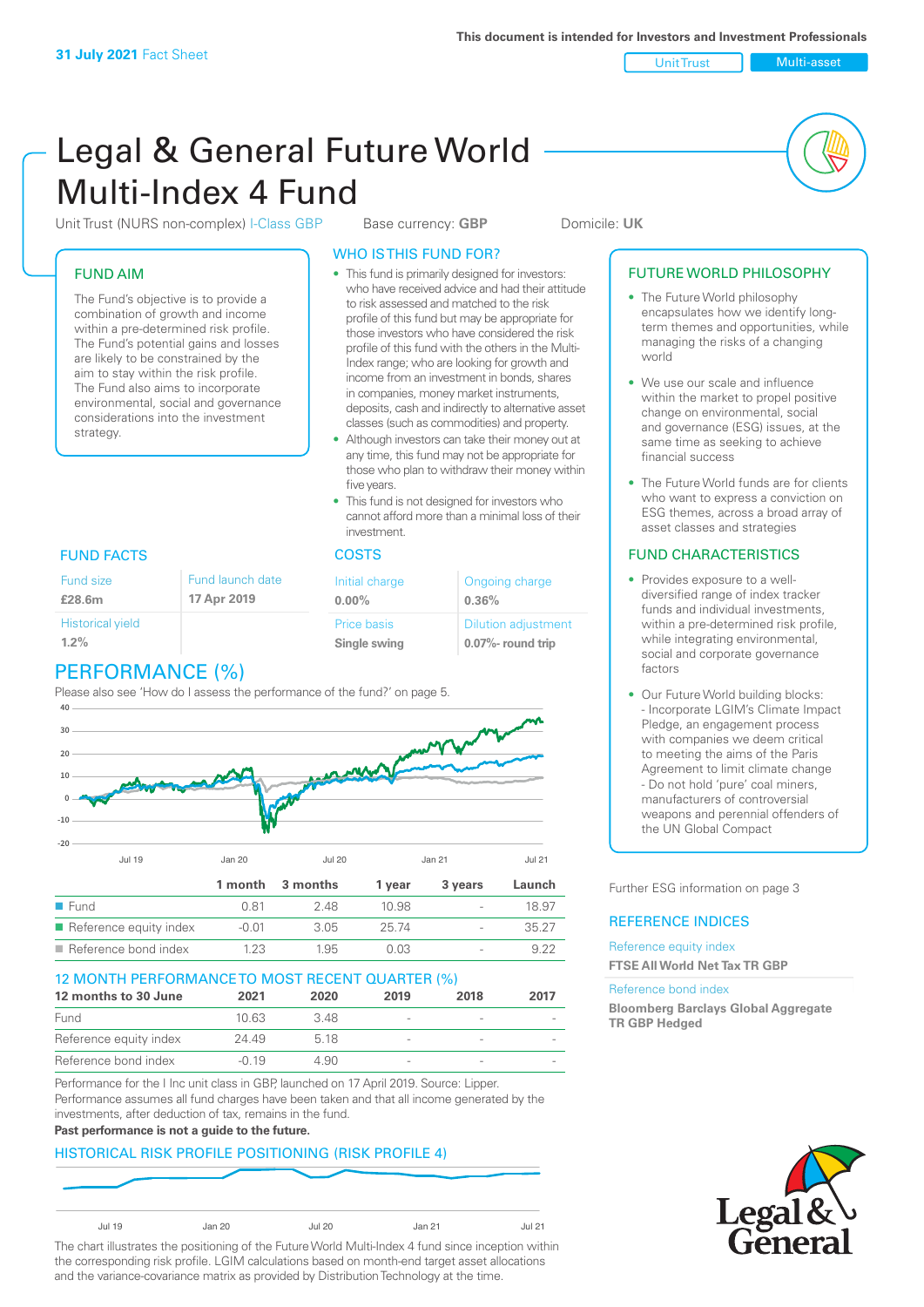31 July 2021 Fact Sheet

This document is intended for Investors and Investment Professionals

Unit Trust | Multi-asset

# Legal & General Future World Multi-Index 4 Fund

Unit Trust (NURS non-complex) I-Class GBP | Base currency: **GBP** | Domicile: **UK**

## FUND AIM

The Fund's objective is to provide a combination of growth and income within a pre-determined risk profile. The Fund's potential gains and losses are likely to be constrained by the aim to stay within the risk profile. The Fund also aims to incorporate environmental, social and governance considerations into the investment strategy.

## WHO IS THIS FUND FOR?

- This fund is primarily designed for investors: who have received advice and had their attitude to risk assessed and matched to the risk profile of this fund but may be appropriate for those investors who have considered the risk profile of this fund with the others in the Multi-Index range; who are looking for growth and income from an investment in bonds, shares in companies, money market instruments, deposits, cash and indirectly to alternative asset classes (such as commodities) and property.
- Although investors can take their money out at any time, this fund may not be appropriate for those who plan to withdraw their money within five years.
- This fund is not designed for investors who cannot afford more than a minimal loss of their investment.

## FUTURE WORLD PHILOSOPHY

- The Future World philosophy encapsulates how we identify long-term themes and opportunities, while managing the risks of a changing world
- We use our scale and influence within the market to propel positive change on environmental, social and governance (ESG) issues, at the same time as seeking to achieve financial success
- The Future World funds are for clients who want to express a conviction on ESG themes, across a broad array of asset classes and strategies

## FUND FACTS

| Fund size | Fund launch date |
|---|---|
| **£28.6m** | **17 Apr 2019** |
| Historical yield | |
| **1.2%** | |

## COSTS

| Initial charge | Ongoing charge |
|---|---|
| **0.00%** | **0.36%** |
| Price basis | Dilution adjustment |
| **Single swing** | **0.07%- round trip** |

## FUND CHARACTERISTICS

- Provides exposure to a well-diversified range of index tracker funds and individual investments, within a pre-determined risk profile, while integrating environmental, social and corporate governance factors
- Our Future World building blocks:
  - Incorporate LGIM's Climate Impact Pledge, an engagement process with companies we deem critical to meeting the aims of the Paris Agreement to limit climate change
  - Do not hold 'pure' coal miners, manufacturers of controversial weapons and perennial offenders of the UN Global Compact

## PERFORMANCE (%)

Please also see 'How do I assess the performance of the fund?' on page 5.

| | 1 month | 3 months | 1 year | 3 years | Launch |
|---|---|---|---|---|---|
| Fund | 0.81 | 2.48 | 10.98 | - | 18.97 |
| Reference equity index | -0.01 | 3.05 | 25.74 | - | 35.27 |
| Reference bond index | 1.23 | 1.95 | 0.03 | - | 9.22 |

## 12 MONTH PERFORMANCE TO MOST RECENT QUARTER (%)

| 12 months to 30 June | 2021 | 2020 | 2019 | 2018 | 2017 |
|---|---|---|---|---|---|
| Fund | 10.63 | 3.48 | - | - | - |
| Reference equity index | 24.49 | 5.18 | - | - | - |
| Reference bond index | -0.19 | 4.90 | - | - | - |

Performance for the I Inc unit class in GBP, launched on 17 April 2019. Source: Lipper. Performance assumes all fund charges have been taken and that all income generated by the investments, after deduction of tax, remains in the fund.

**Past performance is not a guide to the future.**

Further ESG information on page 3

## REFERENCE INDICES

Reference equity index
**FTSE All World Net Tax TR GBP**

Reference bond index
**Bloomberg Barclays Global Aggregate TR GBP Hedged**

## HISTORICAL RISK PROFILE POSITIONING (RISK PROFILE 4)

The chart illustrates the positioning of the Future World Multi-Index 4 fund since inception within the corresponding risk profile. LGIM calculations based on month-end target asset allocations and the variance-covariance matrix as provided by Distribution Technology at the time.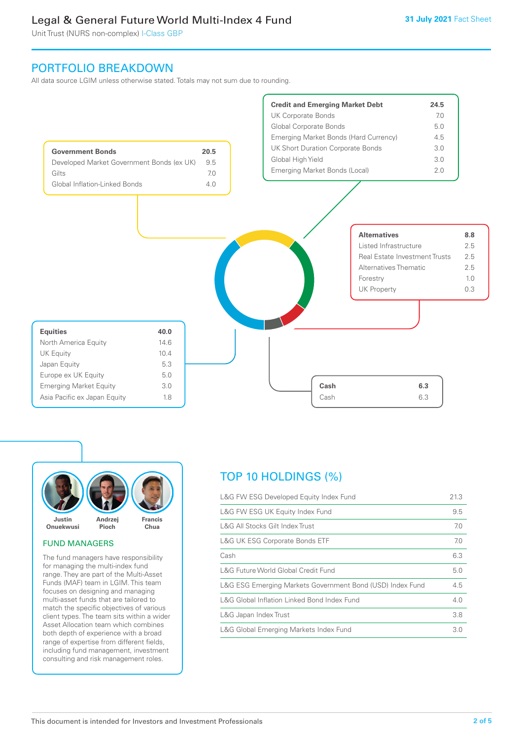## PORTFOLIO BREAKDOWN

All data source LGIM unless otherwise stated. Totals may not sum due to rounding.

| **Government Bonds** | **20.5** |
|---|---|
| Developed Market Government Bonds (ex UK) | 9.5 |
| Gilts | 7.0 |
| Global Inflation-Linked Bonds | 4.0 |

| **Credit and Emerging Market Debt** | **24.5** |
|---|---|
| UK Corporate Bonds | 7.0 |
| Global Corporate Bonds | 5.0 |
| Emerging Market Bonds (Hard Currency) | 4.5 |
| UK Short Duration Corporate Bonds | 3.0 |
| Global High Yield | 3.0 |
| Emerging Market Bonds (Local) | 2.0 |

| **Alternatives** | **8.8** |
|---|---|
| Listed Infrastructure | 2.5 |
| Real Estate Investment Trusts | 2.5 |
| Alternatives Thematic | 2.5 |
| Forestry | 1.0 |
| UK Property | 0.3 |

| **Equities** | **40.0** |
|---|---|
| North America Equity | 14.6 |
| UK Equity | 10.4 |
| Japan Equity | 5.3 |
| Europe ex UK Equity | 5.0 |
| Emerging Market Equity | 3.0 |
| Asia Pacific ex Japan Equity | 1.8 |

| **Cash** | **6.3** |
|---|---|
| Cash | 6.3 |

Justin Onuekwusi, Andrzej Pioch, Francis Chua

### FUND MANAGERS

The fund managers have responsibility for managing the multi-index fund range. They are part of the Multi-Asset Funds (MAF) team in LGIM. This team focuses on designing and managing multi-asset funds that are tailored to match the specific objectives of various client types. The team sits within a wider Asset Allocation team which combines both depth of experience with a broad range of expertise from different fields, including fund management, investment consulting and risk management roles.

## TOP 10 HOLDINGS (%)

| Holding | % |
|---|---|
| L&G FW ESG Developed Equity Index Fund | 21.3 |
| L&G FW ESG UK Equity Index Fund | 9.5 |
| L&G All Stocks Gilt Index Trust | 7.0 |
| L&G UK ESG Corporate Bonds ETF | 7.0 |
| Cash | 6.3 |
| L&G Future World Global Credit Fund | 5.0 |
| L&G ESG Emerging Markets Government Bond (USD) Index Fund | 4.5 |
| L&G Global Inflation Linked Bond Index Fund | 4.0 |
| L&G Japan Index Trust | 3.8 |
| L&G Global Emerging Markets Index Fund | 3.0 |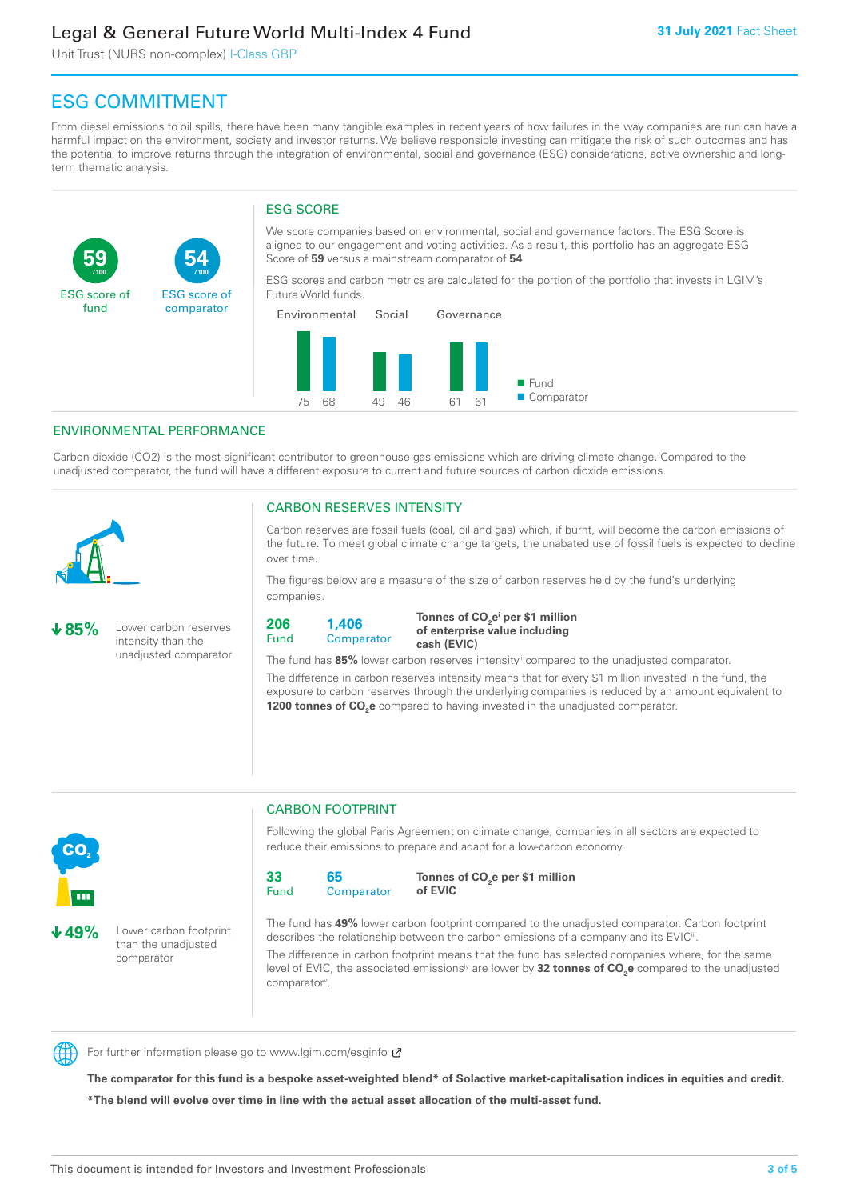# ESG COMMITMENT

From diesel emissions to oil spills, there have been many tangible examples in recent years of how failures in the way companies are run can have a harmful impact on the environment, society and investor returns. We believe responsible investing can mitigate the risk of such outcomes and has the potential to improve returns through the integration of environmental, social and governance (ESG) considerations, active ownership and long-term thematic analysis.

**59** /100 ESG score of fund

**54** /100 ESG score of comparator

## ESG SCORE

We score companies based on environmental, social and governance factors. The ESG Score is aligned to our engagement and voting activities. As a result, this portfolio has an aggregate ESG Score of **59** versus a mainstream comparator of **54**.

ESG scores and carbon metrics are calculated for the portion of the portfolio that invests in LGIM's Future World funds.

| | Environmental | Social | Governance |
|---|---|---|---|
| Fund | 75 | 49 | 61 |
| Comparator | 68 | 46 | 61 |

## ENVIRONMENTAL PERFORMANCE

Carbon dioxide (CO2) is the most significant contributor to greenhouse gas emissions which are driving climate change. Compared to the unadjusted comparator, the fund will have a different exposure to current and future sources of carbon dioxide emissions.

### CARBON RESERVES INTENSITY

**↓85%** Lower carbon reserves intensity than the unadjusted comparator

Carbon reserves are fossil fuels (coal, oil and gas) which, if burnt, will become the carbon emissions of the future. To meet global climate change targets, the unabated use of fossil fuels is expected to decline over time.

The figures below are a measure of the size of carbon reserves held by the fund's underlying companies.

**206** Fund | **1,406** Comparator | **Tonnes of $CO_2e$[i] per $1 million of enterprise value including cash (EVIC)**

The fund has **85%** lower carbon reserves intensity[ii] compared to the unadjusted comparator.

The difference in carbon reserves intensity means that for every $1 million invested in the fund, the exposure to carbon reserves through the underlying companies is reduced by an amount equivalent to **1200 tonnes of $CO_2e$** compared to having invested in the unadjusted comparator.

### CARBON FOOTPRINT

**↓49%** Lower carbon footprint than the unadjusted comparator

Following the global Paris Agreement on climate change, companies in all sectors are expected to reduce their emissions to prepare and adapt for a low-carbon economy.

**33** Fund | **65** Comparator | **Tonnes of $CO_2e$ per $1 million of EVIC**

The fund has **49%** lower carbon footprint compared to the unadjusted comparator. Carbon footprint describes the relationship between the carbon emissions of a company and its EVIC[iii].

The difference in carbon footprint means that the fund has selected companies where, for the same level of EVIC, the associated emissions[iv] are lower by **32 tonnes of $CO_2e$** compared to the unadjusted comparator[v].

For further information please go to www.lgim.com/esginfo

**The comparator for this fund is a bespoke asset-weighted blend* of Solactive market-capitalisation indices in equities and credit.**

**\*The blend will evolve over time in line with the actual asset allocation of the multi-asset fund.**

This document is intended for Investors and Investment Professionals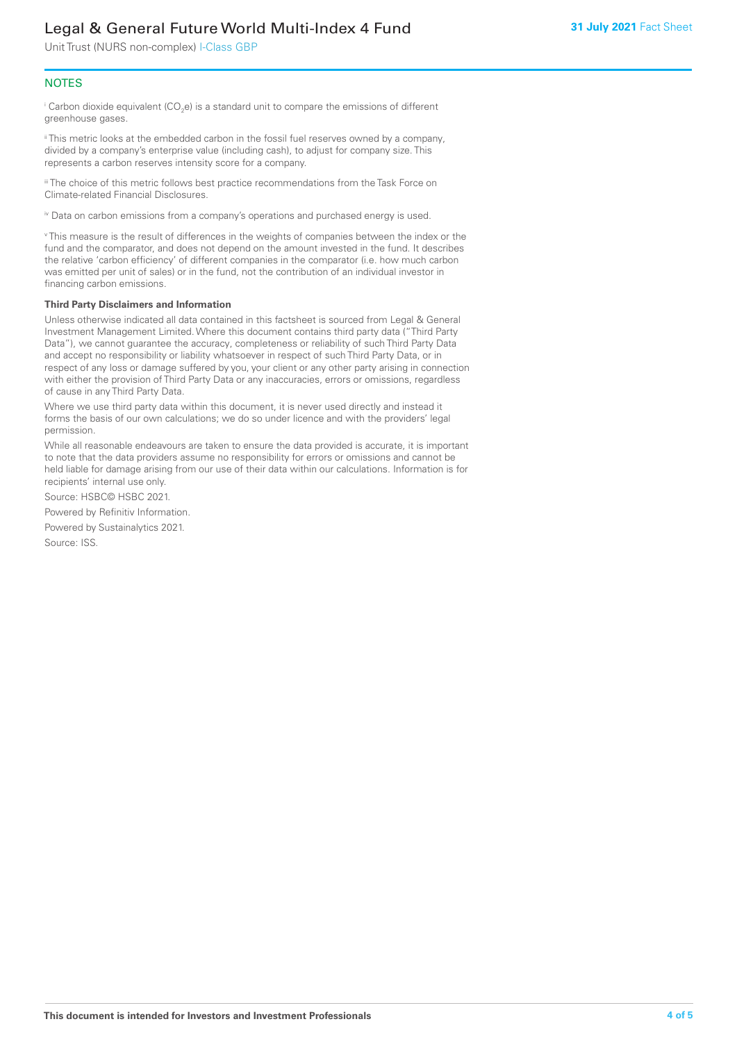## NOTES

[i] Carbon dioxide equivalent ($CO_2e$) is a standard unit to compare the emissions of different greenhouse gases.

[ii] This metric looks at the embedded carbon in the fossil fuel reserves owned by a company, divided by a company's enterprise value (including cash), to adjust for company size. This represents a carbon reserves intensity score for a company.

[iii] The choice of this metric follows best practice recommendations from the Task Force on Climate-related Financial Disclosures.

[iv] Data on carbon emissions from a company's operations and purchased energy is used.

[v] This measure is the result of differences in the weights of companies between the index or the fund and the comparator, and does not depend on the amount invested in the fund. It describes the relative 'carbon efficiency' of different companies in the comparator (i.e. how much carbon was emitted per unit of sales) or in the fund, not the contribution of an individual investor in financing carbon emissions.

**Third Party Disclaimers and Information**

Unless otherwise indicated all data contained in this factsheet is sourced from Legal & General Investment Management Limited. Where this document contains third party data ("Third Party Data"), we cannot guarantee the accuracy, completeness or reliability of such Third Party Data and accept no responsibility or liability whatsoever in respect of such Third Party Data, or in respect of any loss or damage suffered by you, your client or any other party arising in connection with either the provision of Third Party Data or any inaccuracies, errors or omissions, regardless of cause in any Third Party Data.

Where we use third party data within this document, it is never used directly and instead it forms the basis of our own calculations; we do so under licence and with the providers' legal permission.

While all reasonable endeavours are taken to ensure the data provided is accurate, it is important to note that the data providers assume no responsibility for errors or omissions and cannot be held liable for damage arising from our use of their data within our calculations. Information is for recipients' internal use only.

Source: HSBC© HSBC 2021.

Powered by Refinitiv Information.

Powered by Sustainalytics 2021.

Source: ISS.

**This document is intended for Investors and Investment Professionals**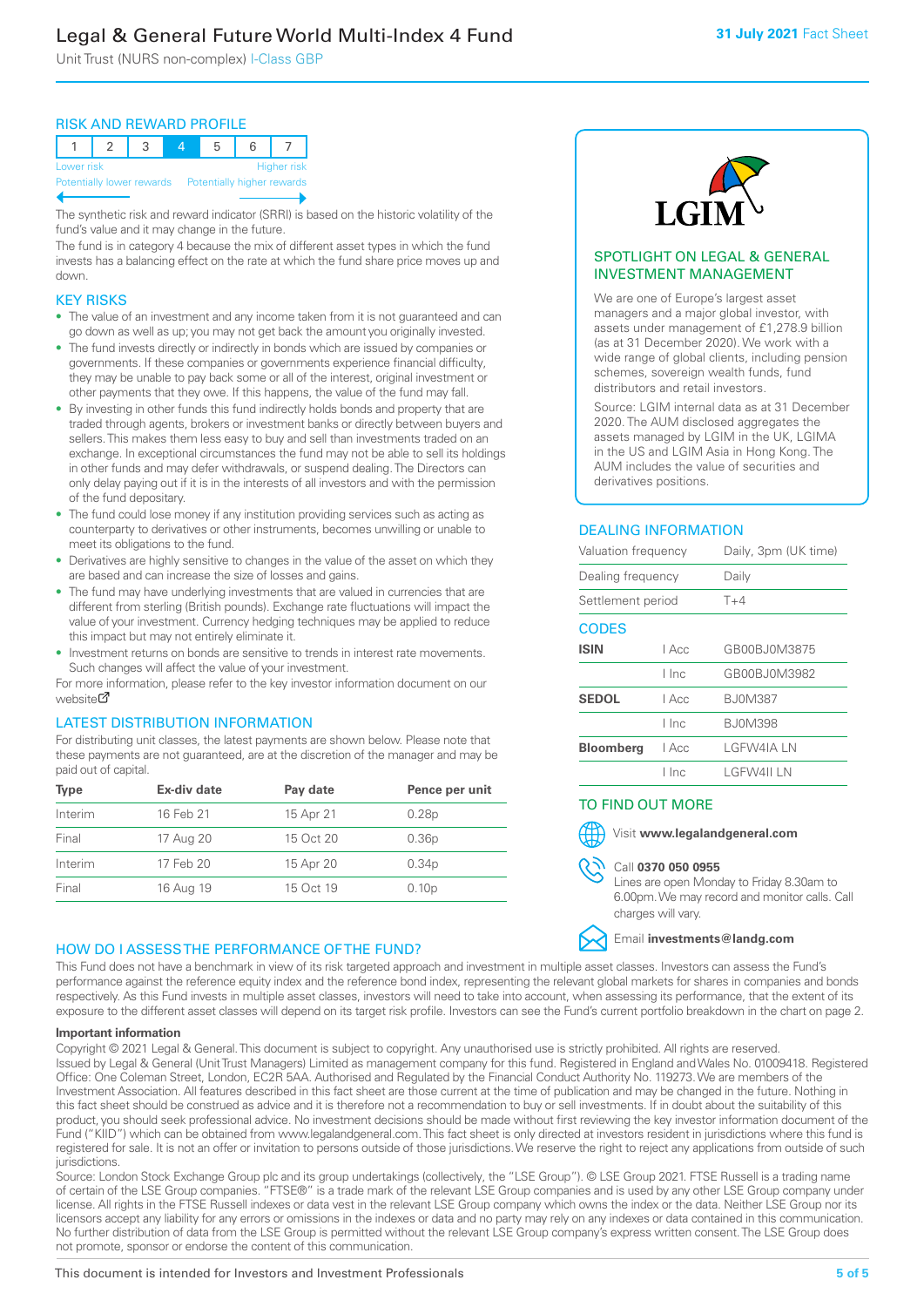# Legal & General Future World Multi-Index 4 Fund

Unit Trust (NURS non-complex) I-Class GBP

**31 July 2021** Fact Sheet

## RISK AND REWARD PROFILE

| 1 | 2 | 3 | 4 | 5 | 6 | 7 |
|---|---|---|---|---|---|---|

Lower risk — Higher risk

Potentially lower rewards — Potentially higher rewards

The synthetic risk and reward indicator (SRRI) is based on the historic volatility of the fund's value and it may change in the future.

The fund is in category 4 because the mix of different asset types in which the fund invests has a balancing effect on the rate at which the fund share price moves up and down.

## KEY RISKS

- The value of an investment and any income taken from it is not guaranteed and can go down as well as up; you may not get back the amount you originally invested.
- The fund invests directly or indirectly in bonds which are issued by companies or governments. If these companies or governments experience financial difficulty, they may be unable to pay back some or all of the interest, original investment or other payments that they owe. If this happens, the value of the fund may fall.
- By investing in other funds this fund indirectly holds bonds and property that are traded through agents, brokers or investment banks or directly between buyers and sellers. This makes them less easy to buy and sell than investments traded on an exchange. In exceptional circumstances the fund may not be able to sell its holdings in other funds and may defer withdrawals, or suspend dealing. The Directors can only delay paying out if it is in the interests of all investors and with the permission of the fund depositary.
- The fund could lose money if any institution providing services such as acting as counterparty to derivatives or other instruments, becomes unwilling or unable to meet its obligations to the fund.
- Derivatives are highly sensitive to changes in the value of the asset on which they are based and can increase the size of losses and gains.
- The fund may have underlying investments that are valued in currencies that are different from sterling (British pounds). Exchange rate fluctuations will impact the value of your investment. Currency hedging techniques may be applied to reduce this impact but may not entirely eliminate it.
- Investment returns on bonds are sensitive to trends in interest rate movements. Such changes will affect the value of your investment.

For more information, please refer to the key investor information document on our website

## LATEST DISTRIBUTION INFORMATION

For distributing unit classes, the latest payments are shown below. Please note that these payments are not guaranteed, are at the discretion of the manager and may be paid out of capital.

| Type | Ex-div date | Pay date | Pence per unit |
|---|---|---|---|
| Interim | 16 Feb 21 | 15 Apr 21 | 0.28p |
| Final | 17 Aug 20 | 15 Oct 20 | 0.36p |
| Interim | 17 Feb 20 | 15 Apr 20 | 0.34p |
| Final | 16 Aug 19 | 15 Oct 19 | 0.10p |

## SPOTLIGHT ON LEGAL & GENERAL INVESTMENT MANAGEMENT

We are one of Europe's largest asset managers and a major global investor, with assets under management of £1,278.9 billion (as at 31 December 2020). We work with a wide range of global clients, including pension schemes, sovereign wealth funds, fund distributors and retail investors.

Source: LGIM internal data as at 31 December 2020. The AUM disclosed aggregates the assets managed by LGIM in the UK, LGIMA in the US and LGIM Asia in Hong Kong. The AUM includes the value of securities and derivatives positions.

## DEALING INFORMATION

| | |
|---|---|
| Valuation frequency | Daily, 3pm (UK time) |
| Dealing frequency | Daily |
| Settlement period | T+4 |

## CODES

| | | |
|---|---|---|
| **ISIN** | I Acc | GB00BJ0M3875 |
| | I Inc | GB00BJ0M3982 |
| **SEDOL** | I Acc | BJ0M387 |
| | I Inc | BJ0M398 |
| **Bloomberg** | I Acc | LGFW4IA LN |
| | I Inc | LGFW4II LN |

## TO FIND OUT MORE

Visit **www.legalandgeneral.com**

Call **0370 050 0955**
Lines are open Monday to Friday 8.30am to 6.00pm. We may record and monitor calls. Call charges will vary.

Email **investments@landg.com**

## HOW DO I ASSESS THE PERFORMANCE OF THE FUND?

This Fund does not have a benchmark in view of its risk targeted approach and investment in multiple asset classes. Investors can assess the Fund's performance against the reference equity index and the reference bond index, representing the relevant global markets for shares in companies and bonds respectively. As this Fund invests in multiple asset classes, investors will need to take into account, when assessing its performance, that the extent of its exposure to the different asset classes will depend on its target risk profile. Investors can see the Fund's current portfolio breakdown in the chart on page 2.

**Important information**

Copyright © 2021 Legal & General. This document is subject to copyright. Any unauthorised use is strictly prohibited. All rights are reserved. Issued by Legal & General (Unit Trust Managers) Limited as management company for this fund. Registered in England and Wales No. 01009418. Registered Office: One Coleman Street, London, EC2R 5AA. Authorised and Regulated by the Financial Conduct Authority No. 119273. We are members of the Investment Association. All features described in this fact sheet are those current at the time of publication and may be changed in the future. Nothing in this fact sheet should be construed as advice and it is therefore not a recommendation to buy or sell investments. If in doubt about the suitability of this product, you should seek professional advice. No investment decisions should be made without first reviewing the key investor information document of the Fund ("KIID") which can be obtained from www.legalandgeneral.com. This fact sheet is only directed at investors resident in jurisdictions where this fund is registered for sale. It is not an offer or invitation to persons outside of those jurisdictions. We reserve the right to reject any applications from outside of such jurisdictions.

Source: London Stock Exchange Group plc and its group undertakings (collectively, the "LSE Group"). © LSE Group 2021. FTSE Russell is a trading name of certain of the LSE Group companies. "FTSE®" is a trade mark of the relevant LSE Group companies and is used by any other LSE Group company under license. All rights in the FTSE Russell indexes or data vest in the relevant LSE Group company which owns the index or the data. Neither LSE Group nor its licensors accept any liability for any errors or omissions in the indexes or data and no party may rely on any indexes or data contained in this communication. No further distribution of data from the LSE Group is permitted without the relevant LSE Group company's express written consent. The LSE Group does not promote, sponsor or endorse the content of this communication.

This document is intended for Investors and Investment Professionals